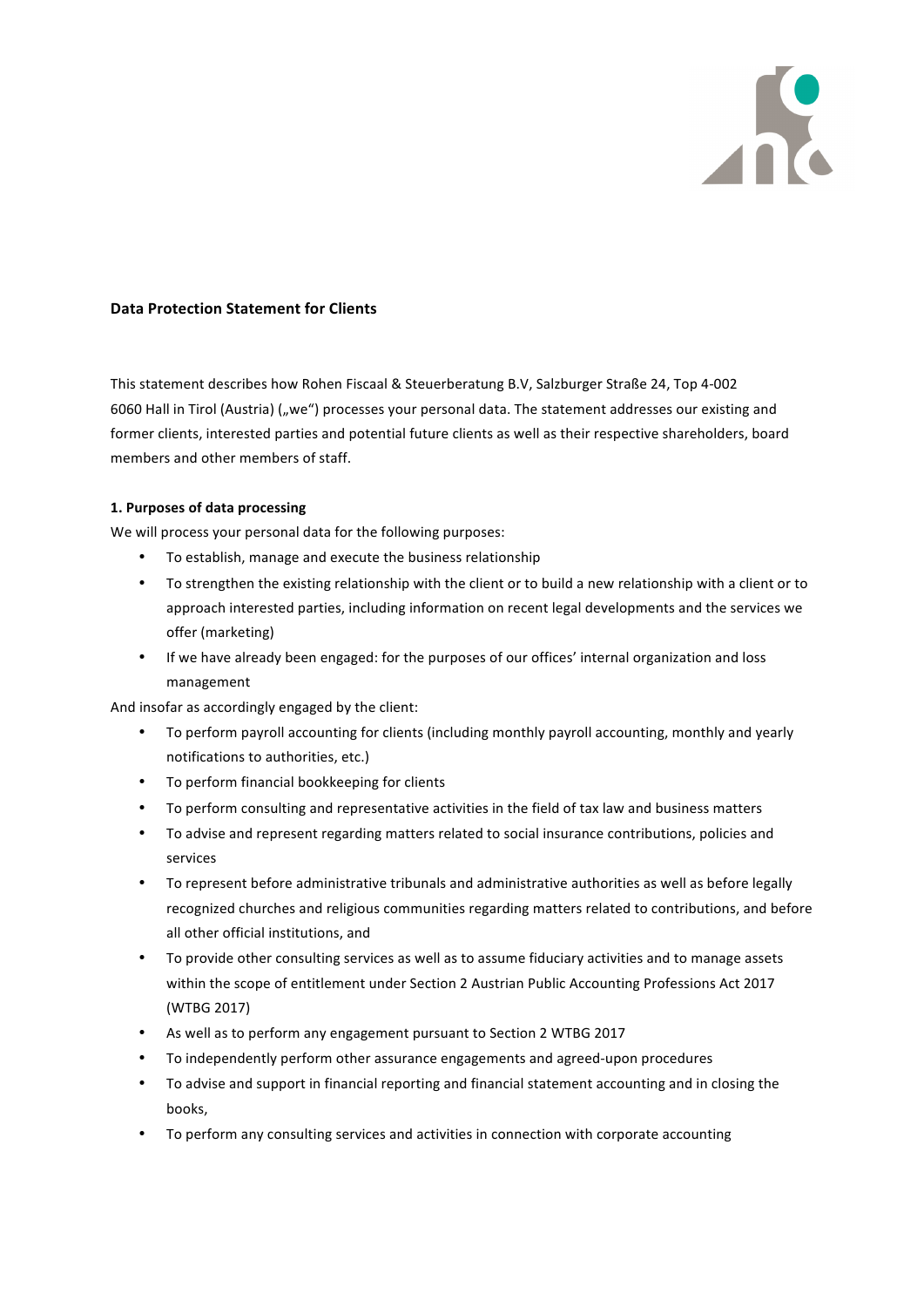**Data Protection Statement for Clients**

This statement describes how Rohen Fiscaal & Steuerberatung B.V, Salzburger Straße 24, Top 4-002 6060 Hall in Tirol (Austria) („we") processes your personal data. The statement addresses our existing and former clients, interested parties and potential future clients as well as their respective shareholders, board members and other members of staff.

**1. Purposes of data processing**

We will process your personal data for the following purposes:

- To establish, manage and execute the business relationship
- To strengthen the existing relationship with the client or to build a new relationship with a client or to approach interested parties, including information on recent legal developments and the services we offer (marketing)
- If we have already been engaged: for the purposes of our offices' internal organization and loss management

And insofar as accordingly engaged by the client:

- To perform payroll accounting for clients (including monthly payroll accounting, monthly and yearly notifications to authorities, etc.)
- To perform financial bookkeeping for clients
- To perform consulting and representative activities in the field of tax law and business matters
- To advise and represent regarding matters related to social insurance contributions, policies and services
- To represent before administrative tribunals and administrative authorities as well as before legally recognized churches and religious communities regarding matters related to contributions, and before all other official institutions, and
- To provide other consulting services as well as to assume fiduciary activities and to manage assets within the scope of entitlement under Section 2 Austrian Public Accounting Professions Act 2017 (WTBG 2017)
- As well as to perform any engagement pursuant to Section 2 WTBG 2017
- To independently perform other assurance engagements and agreed-upon procedures
- To advise and support in financial reporting and financial statement accounting and in closing the books,
- To perform any consulting services and activities in connection with corporate accounting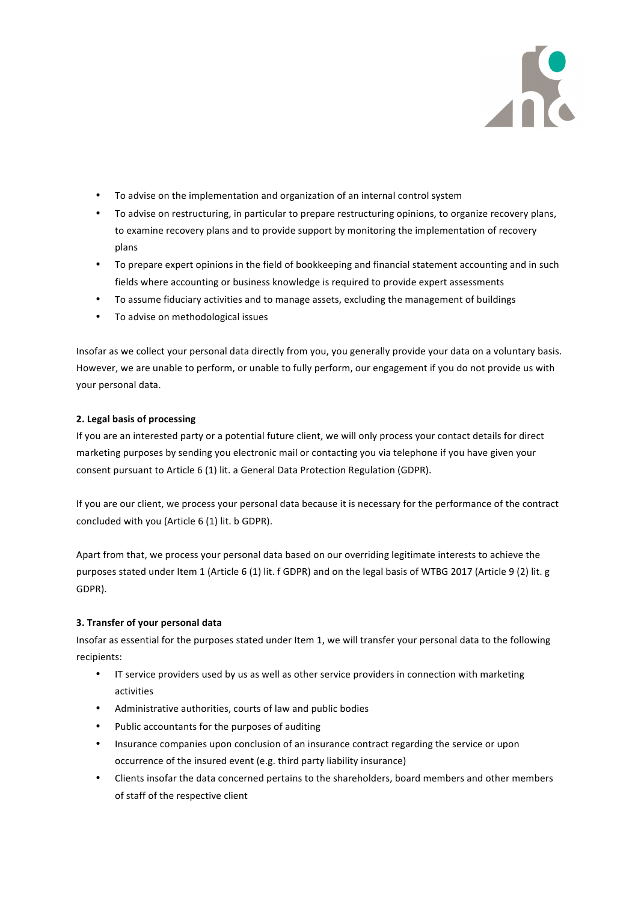- To advise on the implementation and organization of an internal control system
- To advise on restructuring, in particular to prepare restructuring opinions, to organize recovery plans, to examine recovery plans and to provide support by monitoring the implementation of recovery plans
- To prepare expert opinions in the field of bookkeeping and financial statement accounting and in such fields where accounting or business knowledge is required to provide expert assessments
- To assume fiduciary activities and to manage assets, excluding the management of buildings
- To advise on methodological issues

Insofar as we collect your personal data directly from you, you generally provide your data on a voluntary basis. However, we are unable to perform, or unable to fully perform, our engagement if you do not provide us with your personal data.

**2. Legal basis of processing**

If you are an interested party or a potential future client, we will only process your contact details for direct marketing purposes by sending you electronic mail or contacting you via telephone if you have given your consent pursuant to Article 6 (1) lit. a General Data Protection Regulation (GDPR).

If you are our client, we process your personal data because it is necessary for the performance of the contract concluded with you (Article 6 (1) lit. b GDPR).

Apart from that, we process your personal data based on our overriding legitimate interests to achieve the purposes stated under Item 1 (Article 6 (1) lit. f GDPR) and on the legal basis of WTBG 2017 (Article 9 (2) lit. g GDPR).

**3. Transfer of your personal data**

Insofar as essential for the purposes stated under Item 1, we will transfer your personal data to the following recipients:

- IT service providers used by us as well as other service providers in connection with marketing activities
- Administrative authorities, courts of law and public bodies
- Public accountants for the purposes of auditing
- Insurance companies upon conclusion of an insurance contract regarding the service or upon occurrence of the insured event (e.g. third party liability insurance)
- Clients insofar the data concerned pertains to the shareholders, board members and other members of staff of the respective client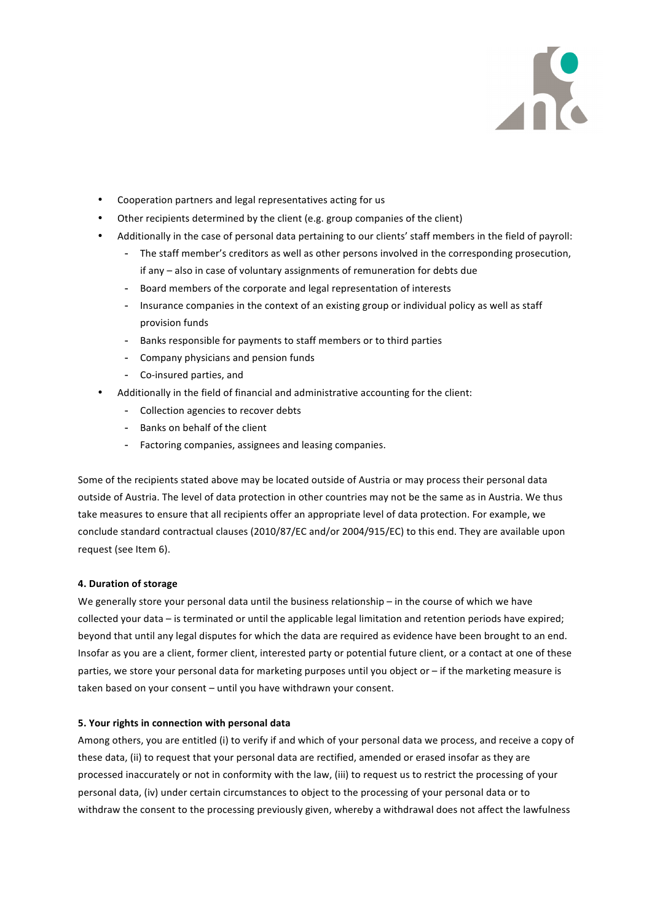- Cooperation partners and legal representatives acting for us
- Other recipients determined by the client (e.g. group companies of the client)
- Additionally in the case of personal data pertaining to our clients' staff members in the field of payroll:
    - The staff member's creditors as well as other persons involved in the corresponding prosecution, if any – also in case of voluntary assignments of remuneration for debts due
    - Board members of the corporate and legal representation of interests
    - Insurance companies in the context of an existing group or individual policy as well as staff provision funds
    - Banks responsible for payments to staff members or to third parties
    - Company physicians and pension funds
    - Co-insured parties, and
- Additionally in the field of financial and administrative accounting for the client:
    - Collection agencies to recover debts
    - Banks on behalf of the client
    - Factoring companies, assignees and leasing companies.

Some of the recipients stated above may be located outside of Austria or may process their personal data outside of Austria. The level of data protection in other countries may not be the same as in Austria. We thus take measures to ensure that all recipients offer an appropriate level of data protection. For example, we conclude standard contractual clauses (2010/87/EC and/or 2004/915/EC) to this end. They are available upon request (see Item 6).

**4. Duration of storage**

We generally store your personal data until the business relationship – in the course of which we have collected your data – is terminated or until the applicable legal limitation and retention periods have expired; beyond that until any legal disputes for which the data are required as evidence have been brought to an end. Insofar as you are a client, former client, interested party or potential future client, or a contact at one of these parties, we store your personal data for marketing purposes until you object or – if the marketing measure is taken based on your consent – until you have withdrawn your consent.

**5. Your rights in connection with personal data**

Among others, you are entitled (i) to verify if and which of your personal data we process, and receive a copy of these data, (ii) to request that your personal data are rectified, amended or erased insofar as they are processed inaccurately or not in conformity with the law, (iii) to request us to restrict the processing of your personal data, (iv) under certain circumstances to object to the processing of your personal data or to withdraw the consent to the processing previously given, whereby a withdrawal does not affect the lawfulness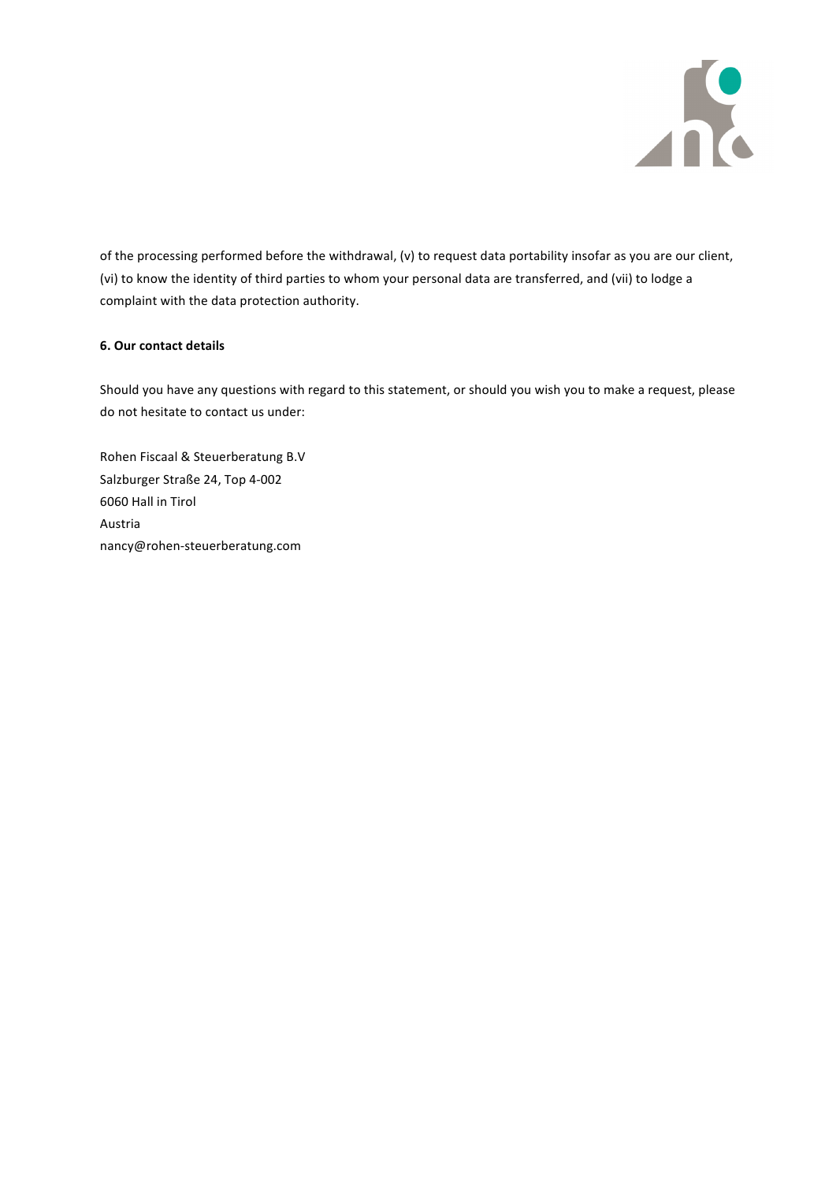of the processing performed before the withdrawal, (v) to request data portability insofar as you are our client, (vi) to know the identity of third parties to whom your personal data are transferred, and (vii) to lodge a complaint with the data protection authority.

**6. Our contact details**

Should you have any questions with regard to this statement, or should you wish you to make a request, please do not hesitate to contact us under:

Rohen Fiscaal & Steuerberatung B.V
Salzburger Straße 24, Top 4-002
6060 Hall in Tirol
Austria
nancy@rohen-steuerberatung.com